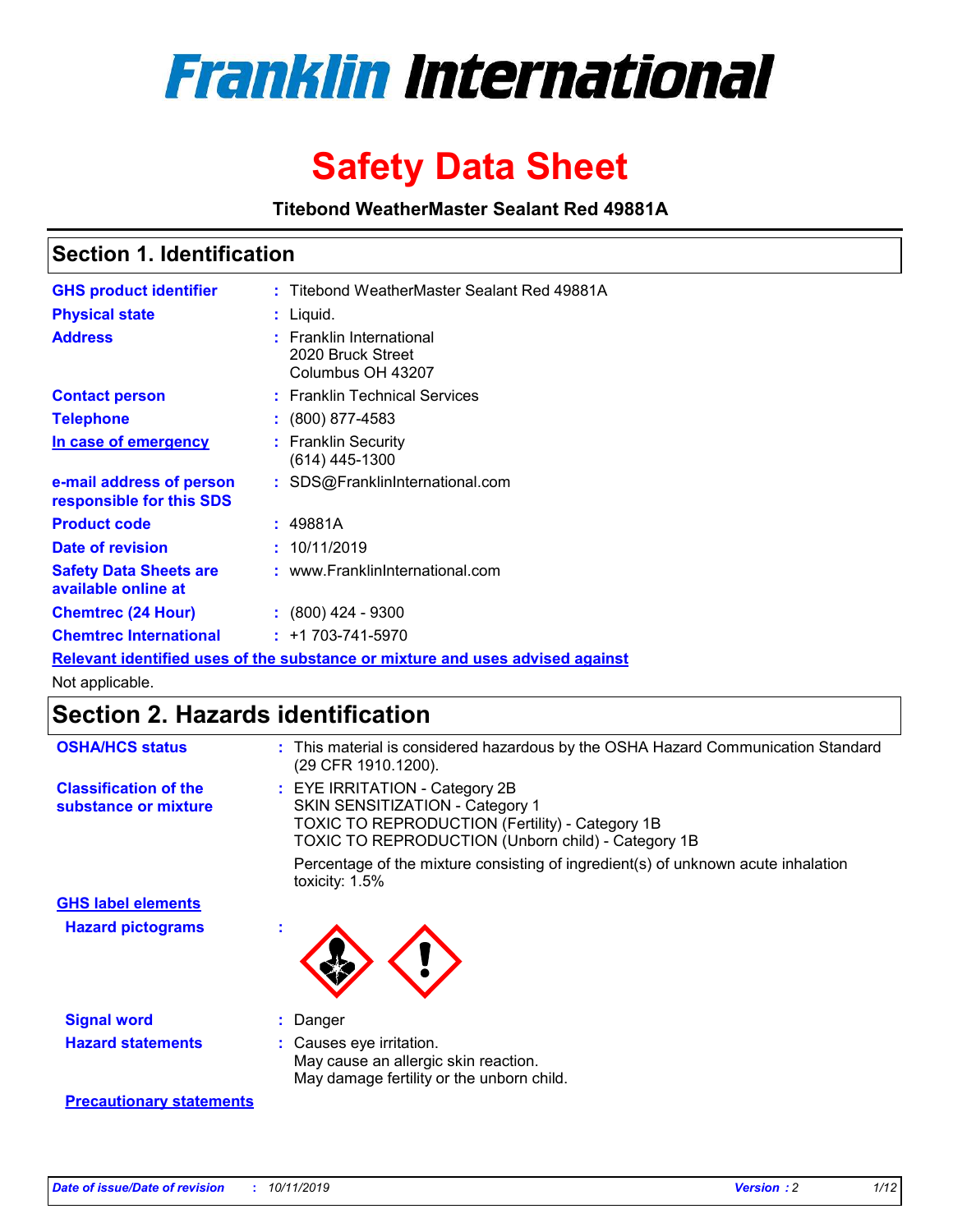# Franklin International

# Safety Data Sheet

**Titebond WeatherMaster Sealant Red 49881A**

## Section 1. Identification

| | | |
|---|---|---|
| **GHS product identifier** | : | Titebond WeatherMaster Sealant Red 49881A |
| **Physical state** | : | Liquid. |
| **Address** | : | Franklin International<br>2020 Bruck Street<br>Columbus OH 43207 |
| **Contact person** | : | Franklin Technical Services |
| **Telephone** | : | (800) 877-4583 |
| **In case of emergency** | : | Franklin Security<br>(614) 445-1300 |
| **e-mail address of person responsible for this SDS** | : | SDS@FranklinInternational.com |
| **Product code** | : | 49881A |
| **Date of revision** | : | 10/11/2019 |
| **Safety Data Sheets are available online at** | : | www.FranklinInternational.com |
| **Chemtrec (24 Hour)** | : | (800) 424 - 9300 |
| **Chemtrec International** | : | +1 703-741-5970 |

**Relevant identified uses of the substance or mixture and uses advised against**

Not applicable.

## Section 2. Hazards identification

| | | |
|---|---|---|
| **OSHA/HCS status** | : | This material is considered hazardous by the OSHA Hazard Communication Standard (29 CFR 1910.1200). |
| **Classification of the substance or mixture** | : | EYE IRRITATION - Category 2B<br>SKIN SENSITIZATION - Category 1<br>TOXIC TO REPRODUCTION (Fertility) - Category 1B<br>TOXIC TO REPRODUCTION (Unborn child) - Category 1B<br><br>Percentage of the mixture consisting of ingredient(s) of unknown acute inhalation toxicity: 1.5% |

**GHS label elements**

| | | |
|---|---|---|
| **Hazard pictograms** | : | |
| **Signal word** | : | Danger |
| **Hazard statements** | : | Causes eye irritation.<br>May cause an allergic skin reaction.<br>May damage fertility or the unborn child. |

**Precautionary statements**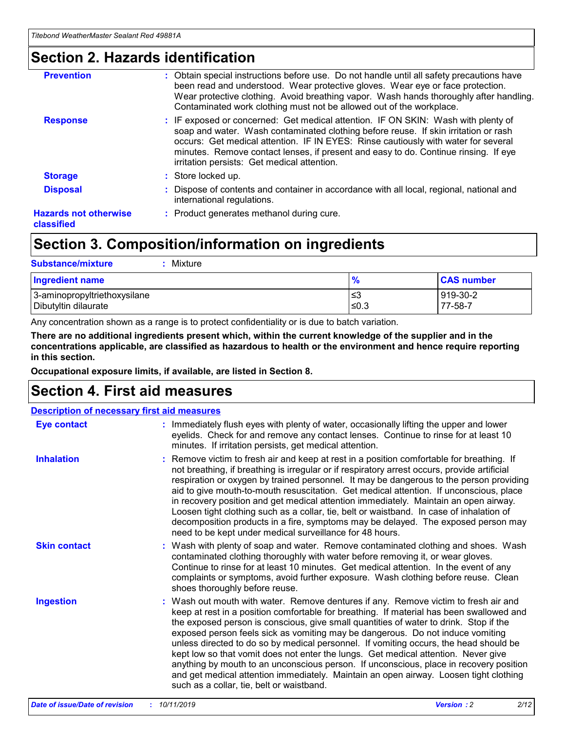## Section 2. Hazards identification

**Prevention** : Obtain special instructions before use. Do not handle until all safety precautions have been read and understood. Wear protective gloves. Wear eye or face protection. Wear protective clothing. Avoid breathing vapor. Wash hands thoroughly after handling. Contaminated work clothing must not be allowed out of the workplace.

**Response** : IF exposed or concerned: Get medical attention. IF ON SKIN: Wash with plenty of soap and water. Wash contaminated clothing before reuse. If skin irritation or rash occurs: Get medical attention. IF IN EYES: Rinse cautiously with water for several minutes. Remove contact lenses, if present and easy to do. Continue rinsing. If eye irritation persists: Get medical attention.

**Storage** : Store locked up.

**Disposal** : Dispose of contents and container in accordance with all local, regional, national and international regulations.

**Hazards not otherwise classified** : Product generates methanol during cure.

## Section 3. Composition/information on ingredients

**Substance/mixture** : Mixture

| Ingredient name | % | CAS number |
|---|---|---|
| 3-aminopropyltriethoxysilane | ≤3 | 919-30-2 |
| Dibutyltin dilaurate | ≤0.3 | 77-58-7 |

Any concentration shown as a range is to protect confidentiality or is due to batch variation.

**There are no additional ingredients present which, within the current knowledge of the supplier and in the concentrations applicable, are classified as hazardous to health or the environment and hence require reporting in this section.**

**Occupational exposure limits, if available, are listed in Section 8.**

## Section 4. First aid measures

**Description of necessary first aid measures**

**Eye contact** : Immediately flush eyes with plenty of water, occasionally lifting the upper and lower eyelids. Check for and remove any contact lenses. Continue to rinse for at least 10 minutes. If irritation persists, get medical attention.

**Inhalation** : Remove victim to fresh air and keep at rest in a position comfortable for breathing. If not breathing, if breathing is irregular or if respiratory arrest occurs, provide artificial respiration or oxygen by trained personnel. It may be dangerous to the person providing aid to give mouth-to-mouth resuscitation. Get medical attention. If unconscious, place in recovery position and get medical attention immediately. Maintain an open airway. Loosen tight clothing such as a collar, tie, belt or waistband. In case of inhalation of decomposition products in a fire, symptoms may be delayed. The exposed person may need to be kept under medical surveillance for 48 hours.

**Skin contact** : Wash with plenty of soap and water. Remove contaminated clothing and shoes. Wash contaminated clothing thoroughly with water before removing it, or wear gloves. Continue to rinse for at least 10 minutes. Get medical attention. In the event of any complaints or symptoms, avoid further exposure. Wash clothing before reuse. Clean shoes thoroughly before reuse.

**Ingestion** : Wash out mouth with water. Remove dentures if any. Remove victim to fresh air and keep at rest in a position comfortable for breathing. If material has been swallowed and the exposed person is conscious, give small quantities of water to drink. Stop if the exposed person feels sick as vomiting may be dangerous. Do not induce vomiting unless directed to do so by medical personnel. If vomiting occurs, the head should be kept low so that vomit does not enter the lungs. Get medical attention. Never give anything by mouth to an unconscious person. If unconscious, place in recovery position and get medical attention immediately. Maintain an open airway. Loosen tight clothing such as a collar, tie, belt or waistband.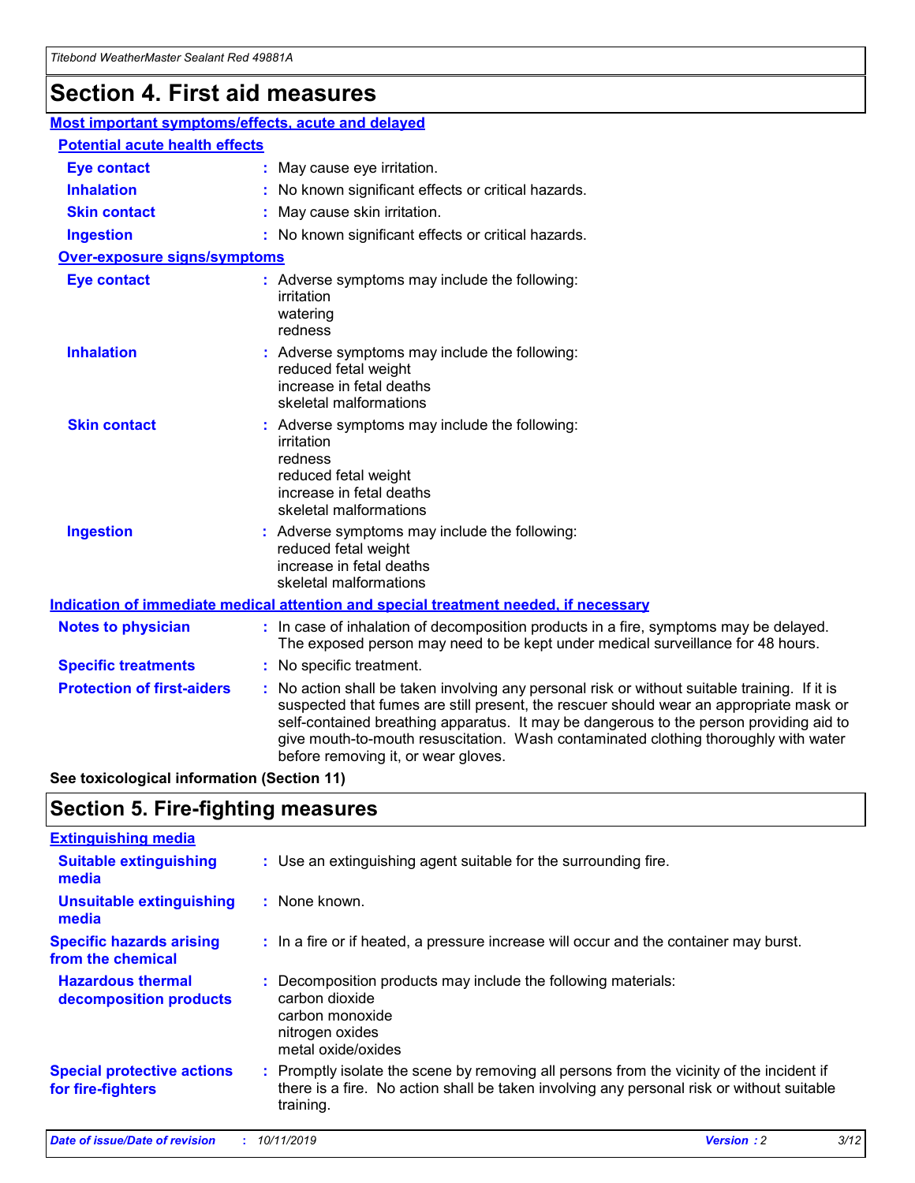# Section 4. First aid measures

## Most important symptoms/effects, acute and delayed

### Potential acute health effects

| | |
|---|---|
| **Eye contact** | : May cause eye irritation. |
| **Inhalation** | : No known significant effects or critical hazards. |
| **Skin contact** | : May cause skin irritation. |
| **Ingestion** | : No known significant effects or critical hazards. |

### Over-exposure signs/symptoms

| | |
|---|---|
| **Eye contact** | : Adverse symptoms may include the following: irritation watering redness |
| **Inhalation** | : Adverse symptoms may include the following: reduced fetal weight increase in fetal deaths skeletal malformations |
| **Skin contact** | : Adverse symptoms may include the following: irritation redness reduced fetal weight increase in fetal deaths skeletal malformations |
| **Ingestion** | : Adverse symptoms may include the following: reduced fetal weight increase in fetal deaths skeletal malformations |

## Indication of immediate medical attention and special treatment needed, if necessary

| | |
|---|---|
| **Notes to physician** | : In case of inhalation of decomposition products in a fire, symptoms may be delayed. The exposed person may need to be kept under medical surveillance for 48 hours. |
| **Specific treatments** | : No specific treatment. |
| **Protection of first-aiders** | : No action shall be taken involving any personal risk or without suitable training. If it is suspected that fumes are still present, the rescuer should wear an appropriate mask or self-contained breathing apparatus. It may be dangerous to the person providing aid to give mouth-to-mouth resuscitation. Wash contaminated clothing thoroughly with water before removing it, or wear gloves. |

**See toxicological information (Section 11)**

# Section 5. Fire-fighting measures

## Extinguishing media

| | |
|---|---|
| **Suitable extinguishing media** | : Use an extinguishing agent suitable for the surrounding fire. |
| **Unsuitable extinguishing media** | : None known. |
| **Specific hazards arising from the chemical** | : In a fire or if heated, a pressure increase will occur and the container may burst. |
| **Hazardous thermal decomposition products** | : Decomposition products may include the following materials: carbon dioxide carbon monoxide nitrogen oxides metal oxide/oxides |
| **Special protective actions for fire-fighters** | : Promptly isolate the scene by removing all persons from the vicinity of the incident if there is a fire. No action shall be taken involving any personal risk or without suitable training. |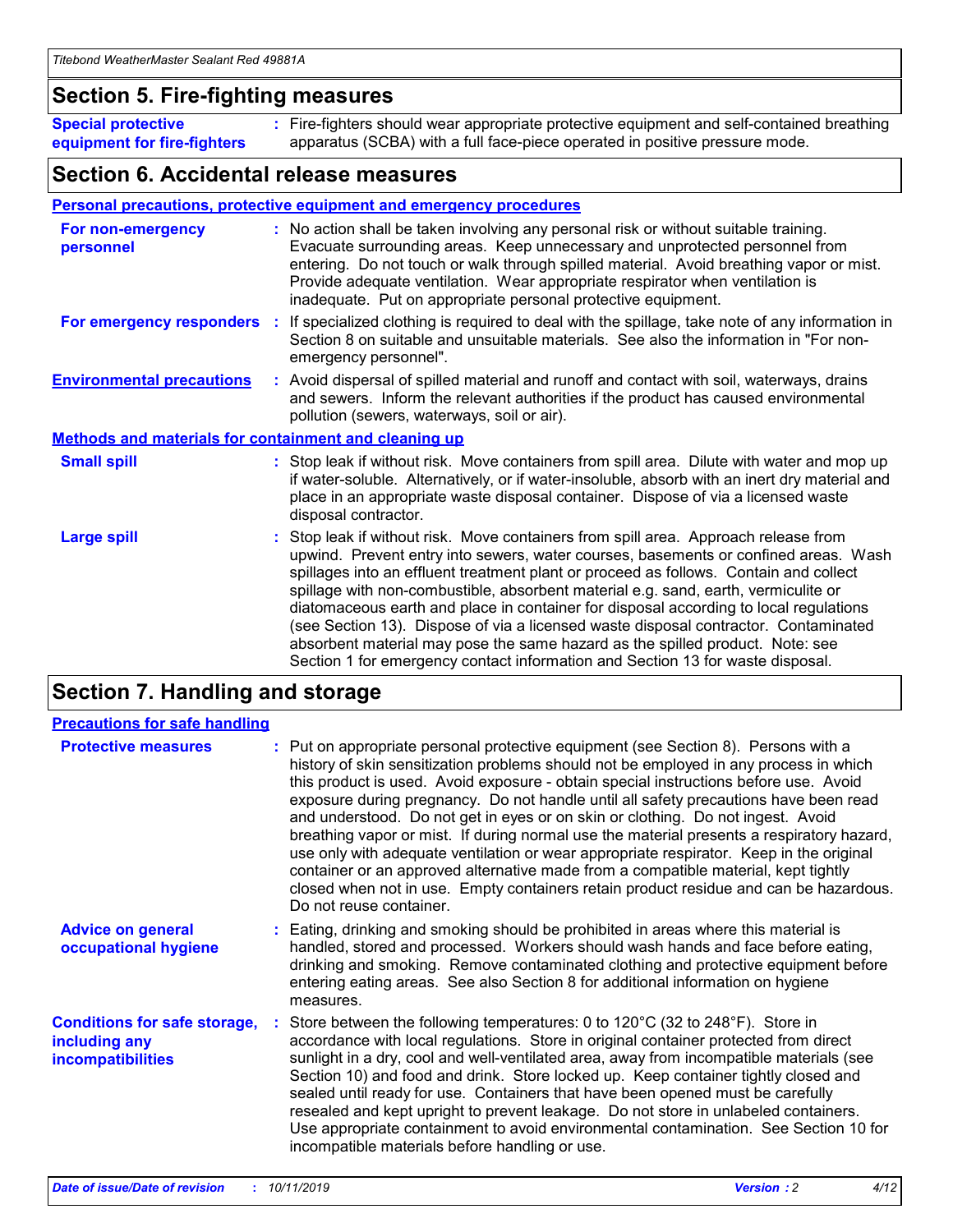## Section 5. Fire-fighting measures

**Special protective equipment for fire-fighters** : Fire-fighters should wear appropriate protective equipment and self-contained breathing apparatus (SCBA) with a full face-piece operated in positive pressure mode.

## Section 6. Accidental release measures

### Personal precautions, protective equipment and emergency procedures

**For non-emergency personnel** : No action shall be taken involving any personal risk or without suitable training. Evacuate surrounding areas. Keep unnecessary and unprotected personnel from entering. Do not touch or walk through spilled material. Avoid breathing vapor or mist. Provide adequate ventilation. Wear appropriate respirator when ventilation is inadequate. Put on appropriate personal protective equipment.

**For emergency responders** : If specialized clothing is required to deal with the spillage, take note of any information in Section 8 on suitable and unsuitable materials. See also the information in "For non-emergency personnel".

**Environmental precautions** : Avoid dispersal of spilled material and runoff and contact with soil, waterways, drains and sewers. Inform the relevant authorities if the product has caused environmental pollution (sewers, waterways, soil or air).

### Methods and materials for containment and cleaning up

**Small spill** : Stop leak if without risk. Move containers from spill area. Dilute with water and mop up if water-soluble. Alternatively, or if water-insoluble, absorb with an inert dry material and place in an appropriate waste disposal container. Dispose of via a licensed waste disposal contractor.

**Large spill** : Stop leak if without risk. Move containers from spill area. Approach release from upwind. Prevent entry into sewers, water courses, basements or confined areas. Wash spillages into an effluent treatment plant or proceed as follows. Contain and collect spillage with non-combustible, absorbent material e.g. sand, earth, vermiculite or diatomaceous earth and place in container for disposal according to local regulations (see Section 13). Dispose of via a licensed waste disposal contractor. Contaminated absorbent material may pose the same hazard as the spilled product. Note: see Section 1 for emergency contact information and Section 13 for waste disposal.

## Section 7. Handling and storage

### Precautions for safe handling

**Protective measures** : Put on appropriate personal protective equipment (see Section 8). Persons with a history of skin sensitization problems should not be employed in any process in which this product is used. Avoid exposure - obtain special instructions before use. Avoid exposure during pregnancy. Do not handle until all safety precautions have been read and understood. Do not get in eyes or on skin or clothing. Do not ingest. Avoid breathing vapor or mist. If during normal use the material presents a respiratory hazard, use only with adequate ventilation or wear appropriate respirator. Keep in the original container or an approved alternative made from a compatible material, kept tightly closed when not in use. Empty containers retain product residue and can be hazardous. Do not reuse container.

**Advice on general occupational hygiene** : Eating, drinking and smoking should be prohibited in areas where this material is handled, stored and processed. Workers should wash hands and face before eating, drinking and smoking. Remove contaminated clothing and protective equipment before entering eating areas. See also Section 8 for additional information on hygiene measures.

**Conditions for safe storage, including any incompatibilities** : Store between the following temperatures: 0 to 120°C (32 to 248°F). Store in accordance with local regulations. Store in original container protected from direct sunlight in a dry, cool and well-ventilated area, away from incompatible materials (see Section 10) and food and drink. Store locked up. Keep container tightly closed and sealed until ready for use. Containers that have been opened must be carefully resealed and kept upright to prevent leakage. Do not store in unlabeled containers. Use appropriate containment to avoid environmental contamination. See Section 10 for incompatible materials before handling or use.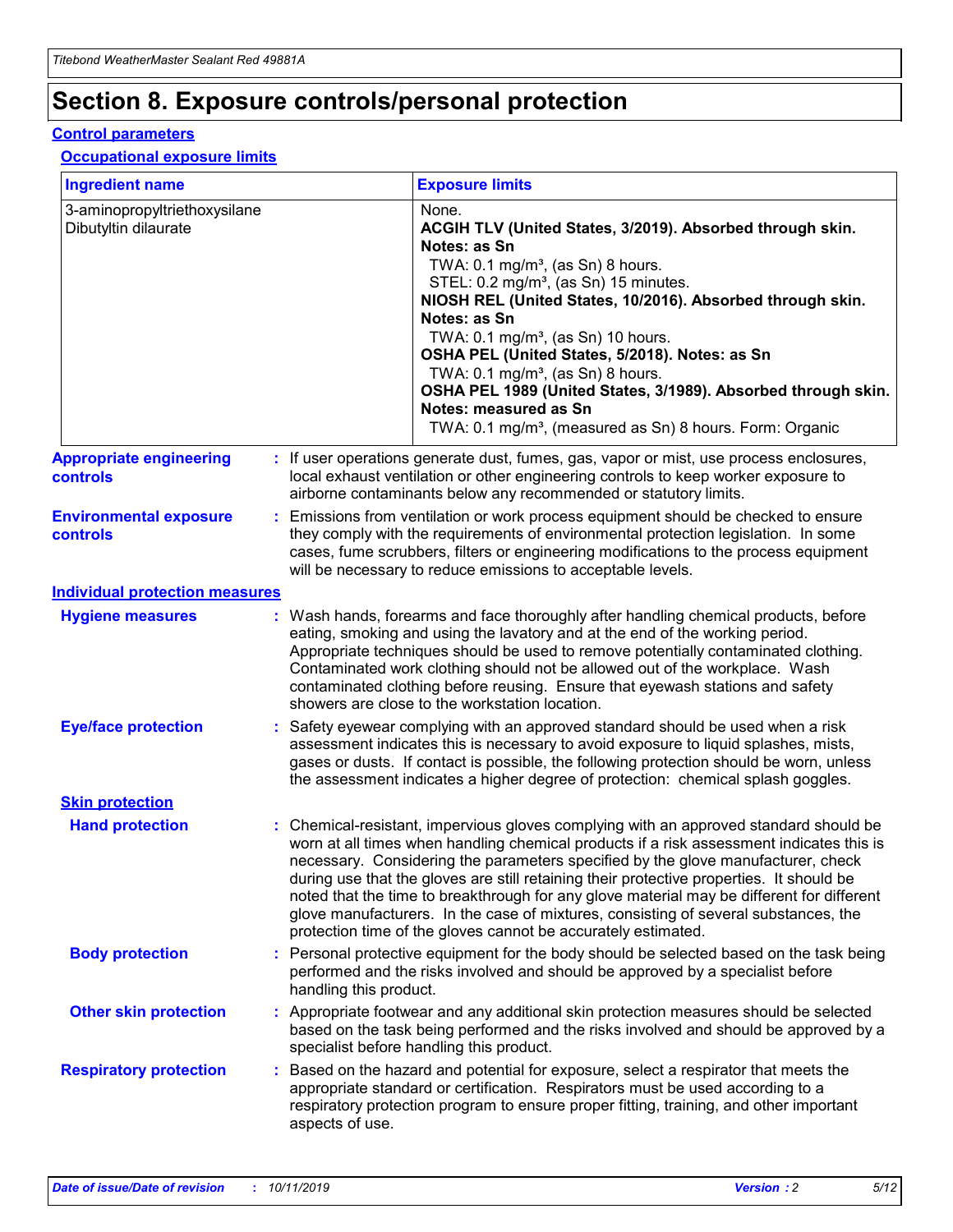# Section 8. Exposure controls/personal protection

## Control parameters

### Occupational exposure limits

| Ingredient name | Exposure limits |
|---|---|
| 3-aminopropyltriethoxysilane | None. |
| Dibutyltin dilaurate | **ACGIH TLV (United States, 3/2019). Absorbed through skin. Notes: as Sn**<br>TWA: 0.1 mg/m³, (as Sn) 8 hours.<br>STEL: 0.2 mg/m³, (as Sn) 15 minutes.<br>**NIOSH REL (United States, 10/2016). Absorbed through skin. Notes: as Sn**<br>TWA: 0.1 mg/m³, (as Sn) 10 hours.<br>**OSHA PEL (United States, 5/2018). Notes: as Sn**<br>TWA: 0.1 mg/m³, (as Sn) 8 hours.<br>**OSHA PEL 1989 (United States, 3/1989). Absorbed through skin. Notes: measured as Sn**<br>TWA: 0.1 mg/m³, (measured as Sn) 8 hours. Form: Organic |

**Appropriate engineering controls** : If user operations generate dust, fumes, gas, vapor or mist, use process enclosures, local exhaust ventilation or other engineering controls to keep worker exposure to airborne contaminants below any recommended or statutory limits.

**Environmental exposure controls** : Emissions from ventilation or work process equipment should be checked to ensure they comply with the requirements of environmental protection legislation. In some cases, fume scrubbers, filters or engineering modifications to the process equipment will be necessary to reduce emissions to acceptable levels.

## Individual protection measures

**Hygiene measures** : Wash hands, forearms and face thoroughly after handling chemical products, before eating, smoking and using the lavatory and at the end of the working period. Appropriate techniques should be used to remove potentially contaminated clothing. Contaminated work clothing should not be allowed out of the workplace. Wash contaminated clothing before reusing. Ensure that eyewash stations and safety showers are close to the workstation location.

**Eye/face protection** : Safety eyewear complying with an approved standard should be used when a risk assessment indicates this is necessary to avoid exposure to liquid splashes, mists, gases or dusts. If contact is possible, the following protection should be worn, unless the assessment indicates a higher degree of protection: chemical splash goggles.

### Skin protection

**Hand protection** : Chemical-resistant, impervious gloves complying with an approved standard should be worn at all times when handling chemical products if a risk assessment indicates this is necessary. Considering the parameters specified by the glove manufacturer, check during use that the gloves are still retaining their protective properties. It should be noted that the time to breakthrough for any glove material may be different for different glove manufacturers. In the case of mixtures, consisting of several substances, the protection time of the gloves cannot be accurately estimated.

**Body protection** : Personal protective equipment for the body should be selected based on the task being performed and the risks involved and should be approved by a specialist before handling this product.

**Other skin protection** : Appropriate footwear and any additional skin protection measures should be selected based on the task being performed and the risks involved and should be approved by a specialist before handling this product.

**Respiratory protection** : Based on the hazard and potential for exposure, select a respirator that meets the appropriate standard or certification. Respirators must be used according to a respiratory protection program to ensure proper fitting, training, and other important aspects of use.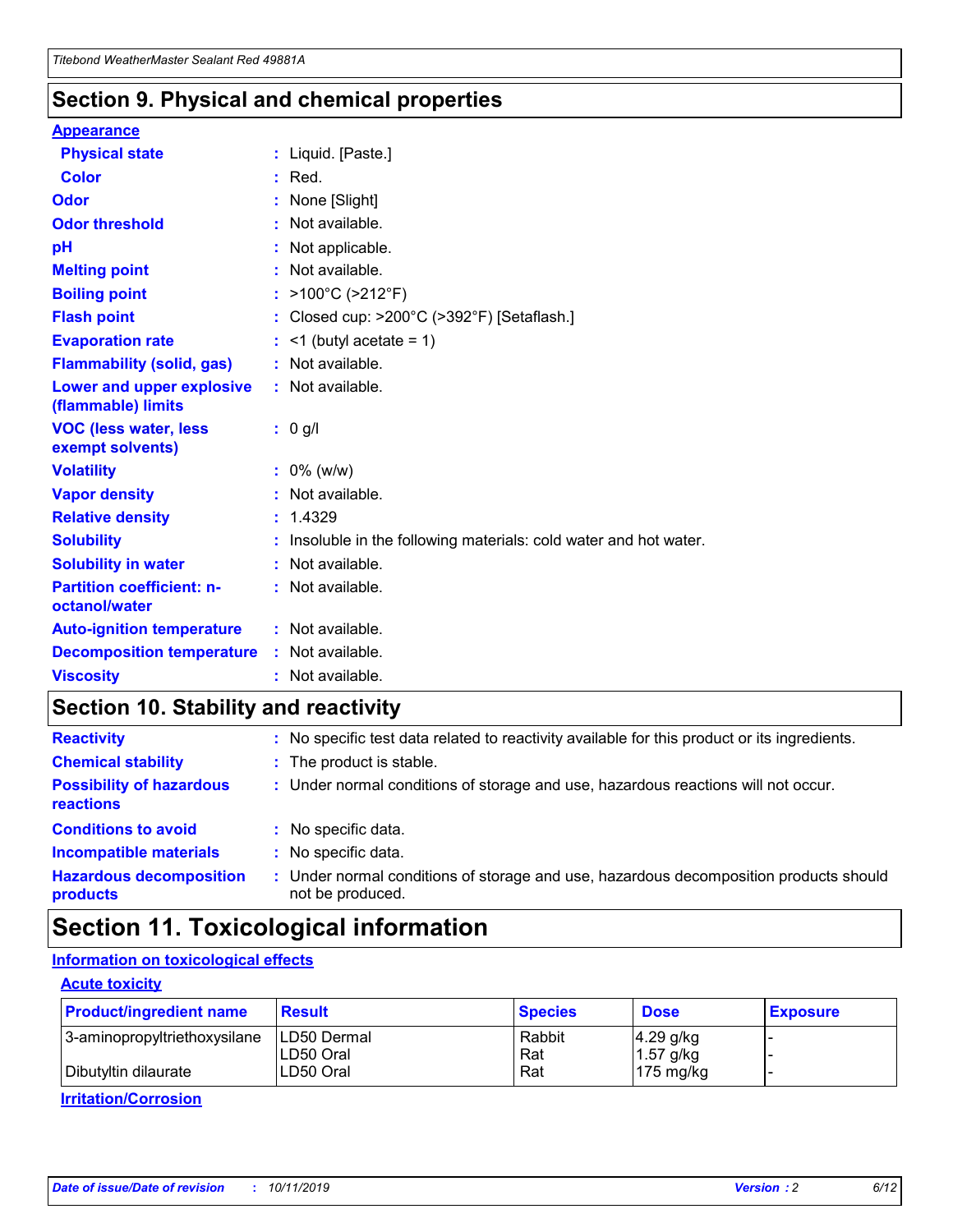## Section 9. Physical and chemical properties

### Appearance

| | |
|---|---|
| **Physical state** | : Liquid. [Paste.] |
| **Color** | : Red. |
| **Odor** | : None [Slight] |
| **Odor threshold** | : Not available. |
| **pH** | : Not applicable. |
| **Melting point** | : Not available. |
| **Boiling point** | : >100°C (>212°F) |
| **Flash point** | : Closed cup: >200°C (>392°F) [Setaflash.] |
| **Evaporation rate** | : <1 (butyl acetate = 1) |
| **Flammability (solid, gas)** | : Not available. |
| **Lower and upper explosive (flammable) limits** | : Not available. |
| **VOC (less water, less exempt solvents)** | : 0 g/l |
| **Volatility** | : 0% (w/w) |
| **Vapor density** | : Not available. |
| **Relative density** | : 1.4329 |
| **Solubility** | : Insoluble in the following materials: cold water and hot water. |
| **Solubility in water** | : Not available. |
| **Partition coefficient: n-octanol/water** | : Not available. |
| **Auto-ignition temperature** | : Not available. |
| **Decomposition temperature** | : Not available. |
| **Viscosity** | : Not available. |

## Section 10. Stability and reactivity

| | |
|---|---|
| **Reactivity** | : No specific test data related to reactivity available for this product or its ingredients. |
| **Chemical stability** | : The product is stable. |
| **Possibility of hazardous reactions** | : Under normal conditions of storage and use, hazardous reactions will not occur. |
| **Conditions to avoid** | : No specific data. |
| **Incompatible materials** | : No specific data. |
| **Hazardous decomposition products** | : Under normal conditions of storage and use, hazardous decomposition products should not be produced. |

## Section 11. Toxicological information

### Information on toxicological effects

#### Acute toxicity

| Product/ingredient name | Result | Species | Dose | Exposure |
|---|---|---|---|---|
| 3-aminopropyltriethoxysilane | LD50 Dermal | Rabbit | 4.29 g/kg | - |
| | LD50 Oral | Rat | 1.57 g/kg | - |
| Dibutyltin dilaurate | LD50 Oral | Rat | 175 mg/kg | - |

#### Irritation/Corrosion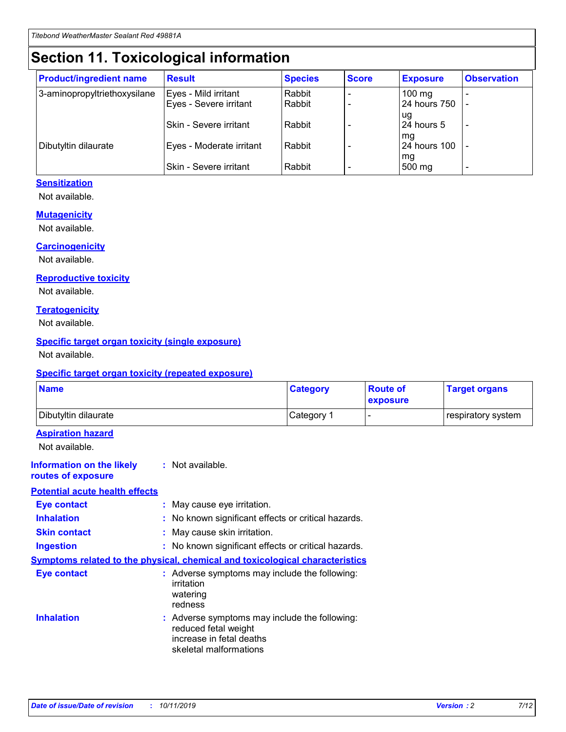# Section 11. Toxicological information

| Product/ingredient name | Result | Species | Score | Exposure | Observation |
|---|---|---|---|---|---|
| 3-aminopropyltriethoxysilane | Eyes - Mild irritant | Rabbit | - | 100 mg | - |
| | Eyes - Severe irritant | Rabbit | - | 24 hours 750 ug | - |
| | Skin - Severe irritant | Rabbit | - | 24 hours 5 mg | - |
| Dibutyltin dilaurate | Eyes - Moderate irritant | Rabbit | - | 24 hours 100 mg | - |
| | Skin - Severe irritant | Rabbit | - | 500 mg | - |

### Sensitization

Not available.

### Mutagenicity

Not available.

### Carcinogenicity

Not available.

### Reproductive toxicity

Not available.

### Teratogenicity

Not available.

### Specific target organ toxicity (single exposure)

Not available.

### Specific target organ toxicity (repeated exposure)

| Name | Category | Route of exposure | Target organs |
|---|---|---|---|
| Dibutyltin dilaurate | Category 1 | - | respiratory system |

### Aspiration hazard

Not available.

**Information on the likely routes of exposure** : Not available.

### Potential acute health effects

**Eye contact** : May cause eye irritation.

**Inhalation** : No known significant effects or critical hazards.

**Skin contact** : May cause skin irritation.

**Ingestion** : No known significant effects or critical hazards.

### Symptoms related to the physical, chemical and toxicological characteristics

**Eye contact** : Adverse symptoms may include the following:
irritation
watering
redness

**Inhalation** : Adverse symptoms may include the following:
reduced fetal weight
increase in fetal deaths
skeletal malformations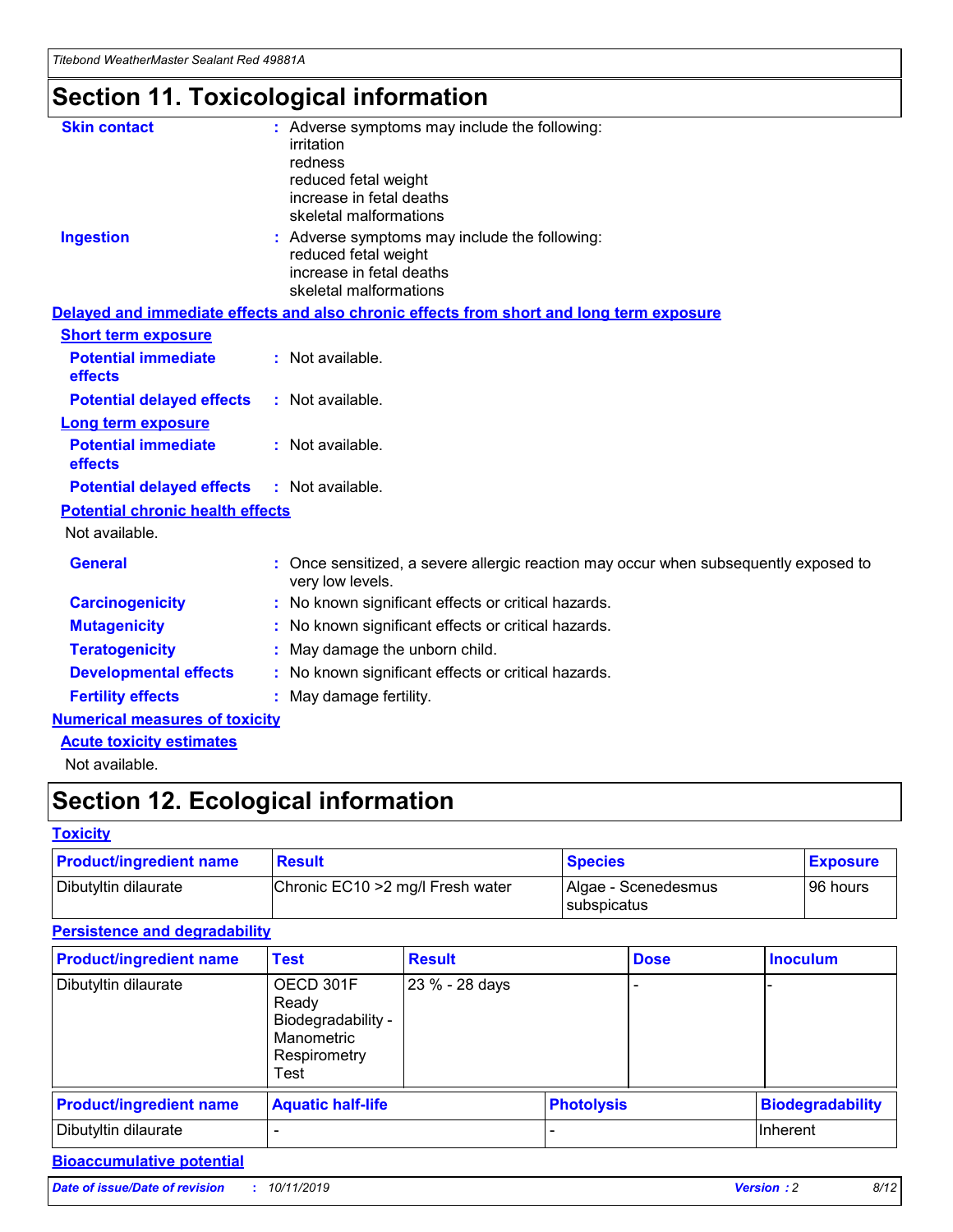# Section 11. Toxicological information

**Skin contact** : Adverse symptoms may include the following:
irritation
redness
reduced fetal weight
increase in fetal deaths
skeletal malformations

**Ingestion** : Adverse symptoms may include the following:
reduced fetal weight
increase in fetal deaths
skeletal malformations

**Delayed and immediate effects and also chronic effects from short and long term exposure**

**Short term exposure**

**Potential immediate effects** : Not available.

**Potential delayed effects** : Not available.

**Long term exposure**

**Potential immediate effects** : Not available.

**Potential delayed effects** : Not available.

**Potential chronic health effects**

Not available.

**General** : Once sensitized, a severe allergic reaction may occur when subsequently exposed to very low levels.

**Carcinogenicity** : No known significant effects or critical hazards.

**Mutagenicity** : No known significant effects or critical hazards.

**Teratogenicity** : May damage the unborn child.

**Developmental effects** : No known significant effects or critical hazards.

**Fertility effects** : May damage fertility.

**Numerical measures of toxicity**

**Acute toxicity estimates**

Not available.

# Section 12. Ecological information

**Toxicity**

| Product/ingredient name | Result | Species | Exposure |
| --- | --- | --- | --- |
| Dibutyltin dilaurate | Chronic EC10 >2 mg/l Fresh water | Algae - Scenedesmus subspicatus | 96 hours |

**Persistence and degradability**

| Product/ingredient name | Test | Result | Dose | Inoculum |
| --- | --- | --- | --- | --- |
| Dibutyltin dilaurate | OECD 301F Ready Biodegradability - Manometric Respirometry Test | 23 % - 28 days | - | - |

| Product/ingredient name | Aquatic half-life | Photolysis | Biodegradability |
| --- | --- | --- | --- |
| Dibutyltin dilaurate | - | - | Inherent |

**Bioaccumulative potential**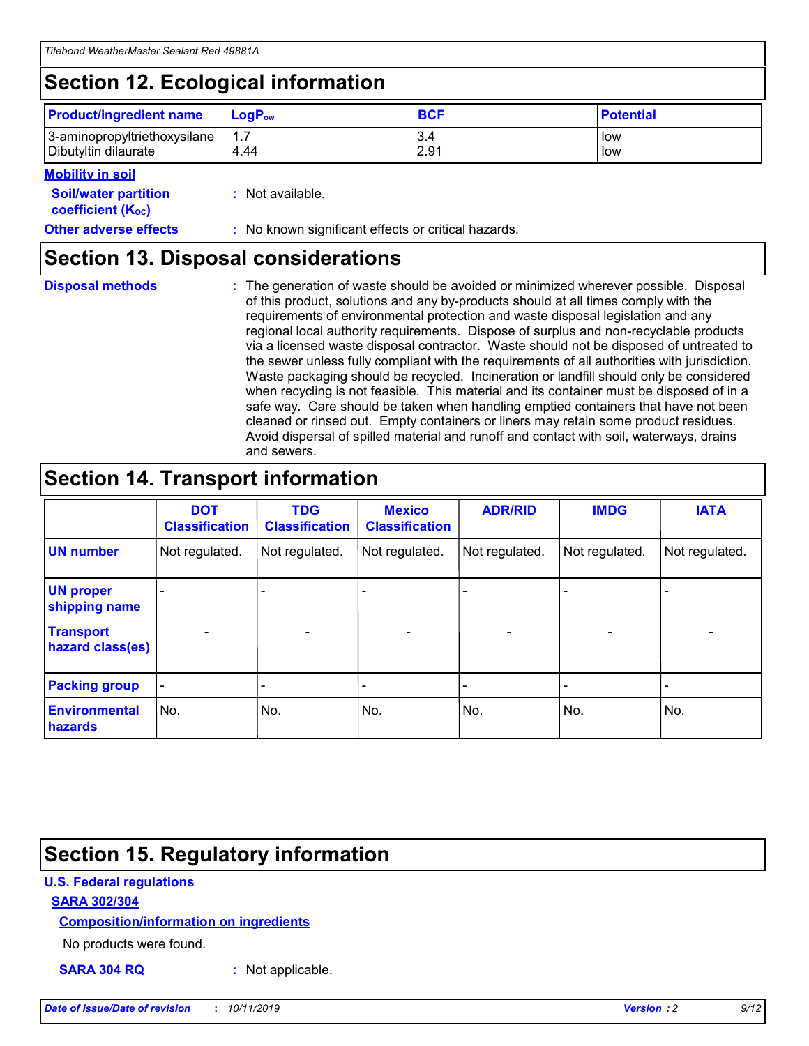## Section 12. Ecological information

| Product/ingredient name | $LogP_{ow}$ | BCF | Potential |
| --- | --- | --- | --- |
| 3-aminopropyltriethoxysilane | 1.7 | 3.4 | low |
| Dibutyltin dilaurate | 4.44 | 2.91 | low |

**Mobility in soil**

**Soil/water partition coefficient ($K_{OC}$)** : Not available.

**Other adverse effects** : No known significant effects or critical hazards.

## Section 13. Disposal considerations

**Disposal methods** : The generation of waste should be avoided or minimized wherever possible. Disposal of this product, solutions and any by-products should at all times comply with the requirements of environmental protection and waste disposal legislation and any regional local authority requirements. Dispose of surplus and non-recyclable products via a licensed waste disposal contractor. Waste should not be disposed of untreated to the sewer unless fully compliant with the requirements of all authorities with jurisdiction. Waste packaging should be recycled. Incineration or landfill should only be considered when recycling is not feasible. This material and its container must be disposed of in a safe way. Care should be taken when handling emptied containers that have not been cleaned or rinsed out. Empty containers or liners may retain some product residues. Avoid dispersal of spilled material and runoff and contact with soil, waterways, drains and sewers.

## Section 14. Transport information

| | DOT Classification | TDG Classification | Mexico Classification | ADR/RID | IMDG | IATA |
| --- | --- | --- | --- | --- | --- | --- |
| UN number | Not regulated. | Not regulated. | Not regulated. | Not regulated. | Not regulated. | Not regulated. |
| UN proper shipping name | - | - | - | - | - | - |
| Transport hazard class(es) | - | - | - | - | - | - |
| Packing group | - | - | - | - | - | - |
| Environmental hazards | No. | No. | No. | No. | No. | No. |

## Section 15. Regulatory information

**U.S. Federal regulations**

**SARA 302/304**

**Composition/information on ingredients**

No products were found.

**SARA 304 RQ** : Not applicable.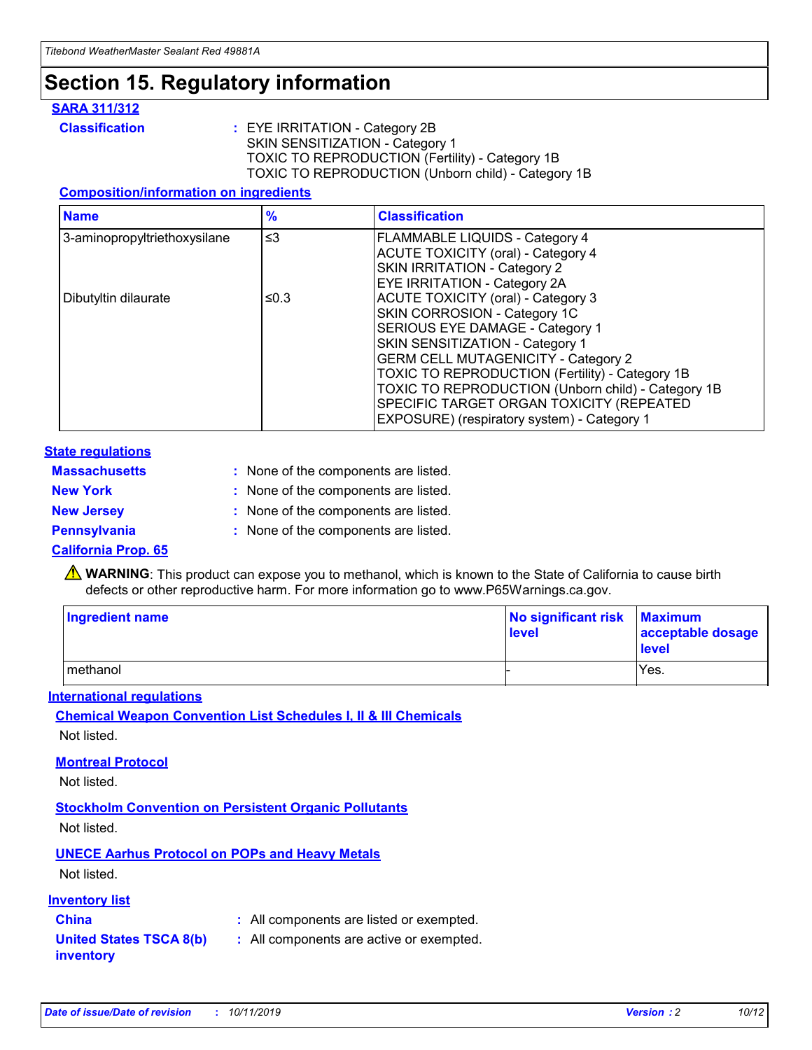# Section 15. Regulatory information

**SARA 311/312**

**Classification** : EYE IRRITATION - Category 2B
SKIN SENSITIZATION - Category 1
TOXIC TO REPRODUCTION (Fertility) - Category 1B
TOXIC TO REPRODUCTION (Unborn child) - Category 1B

**Composition/information on ingredients**

| Name | % | Classification |
|---|---|---|
| 3-aminopropyltriethoxysilane | ≤3 | FLAMMABLE LIQUIDS - Category 4<br>ACUTE TOXICITY (oral) - Category 4<br>SKIN IRRITATION - Category 2<br>EYE IRRITATION - Category 2A |
| Dibutyltin dilaurate | ≤0.3 | ACUTE TOXICITY (oral) - Category 3<br>SKIN CORROSION - Category 1C<br>SERIOUS EYE DAMAGE - Category 1<br>SKIN SENSITIZATION - Category 1<br>GERM CELL MUTAGENICITY - Category 2<br>TOXIC TO REPRODUCTION (Fertility) - Category 1B<br>TOXIC TO REPRODUCTION (Unborn child) - Category 1B<br>SPECIFIC TARGET ORGAN TOXICITY (REPEATED EXPOSURE) (respiratory system) - Category 1 |

**State regulations**

**Massachusetts** : None of the components are listed.

**New York** : None of the components are listed.

**New Jersey** : None of the components are listed.

**Pennsylvania** : None of the components are listed.

**California Prop. 65**

⚠ **WARNING**: This product can expose you to methanol, which is known to the State of California to cause birth defects or other reproductive harm. For more information go to www.P65Warnings.ca.gov.

| Ingredient name | No significant risk level | Maximum acceptable dosage level |
|---|---|---|
| methanol | - | Yes. |

**International regulations**

**Chemical Weapon Convention List Schedules I, II & III Chemicals**

Not listed.

**Montreal Protocol**

Not listed.

**Stockholm Convention on Persistent Organic Pollutants**

Not listed.

**UNECE Aarhus Protocol on POPs and Heavy Metals**

Not listed.

**Inventory list**

**China** : All components are listed or exempted.

**United States TSCA 8(b) inventory** : All components are active or exempted.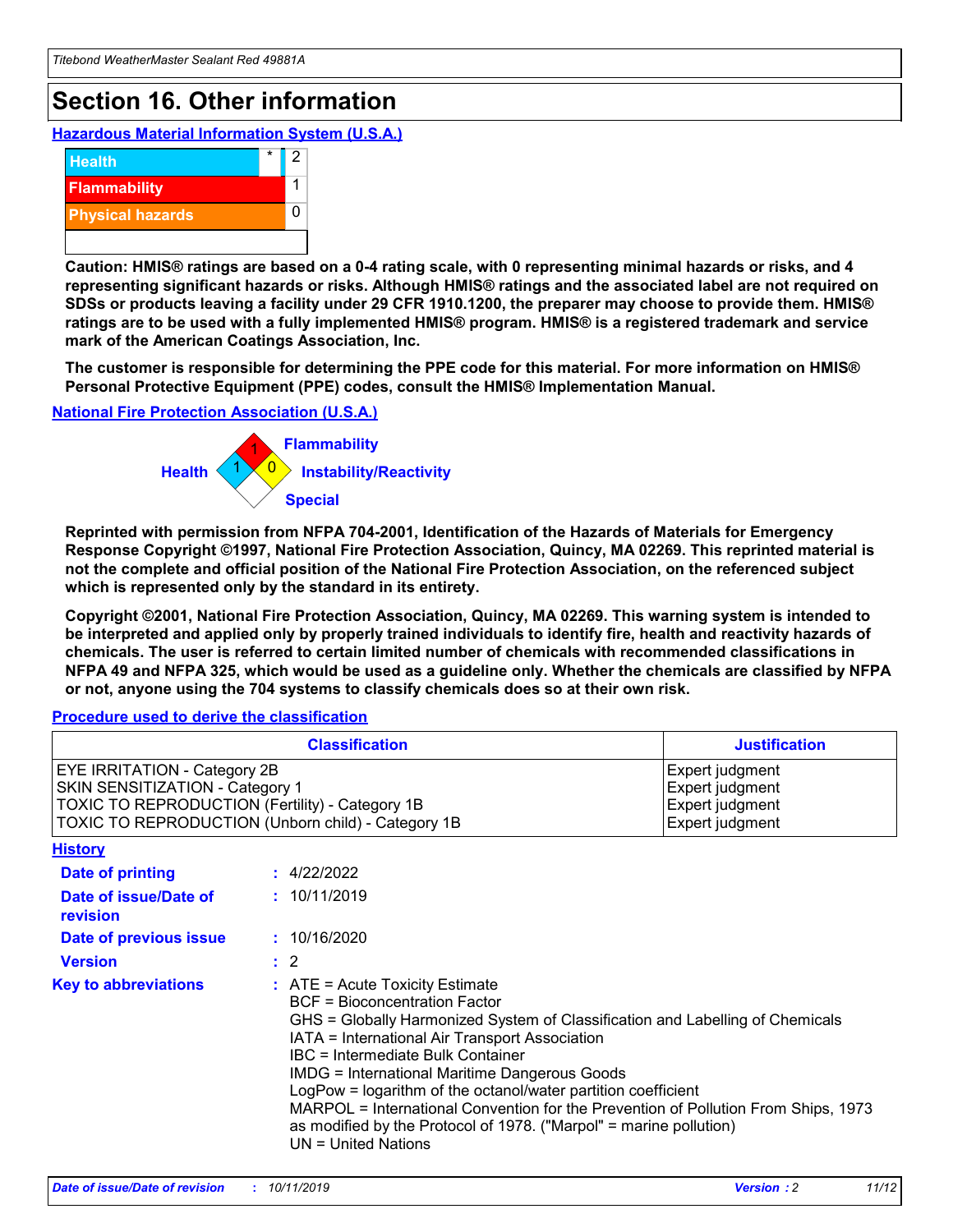# Section 16. Other information

## Hazardous Material Information System (U.S.A.)

| | | |
|---|---|---|
| Health | * | 2 |
| Flammability | | 1 |
| Physical hazards | | 0 |

**Caution: HMIS® ratings are based on a 0-4 rating scale, with 0 representing minimal hazards or risks, and 4 representing significant hazards or risks. Although HMIS® ratings and the associated label are not required on SDSs or products leaving a facility under 29 CFR 1910.1200, the preparer may choose to provide them. HMIS® ratings are to be used with a fully implemented HMIS® program. HMIS® is a registered trademark and service mark of the American Coatings Association, Inc.**

**The customer is responsible for determining the PPE code for this material. For more information on HMIS® Personal Protective Equipment (PPE) codes, consult the HMIS® Implementation Manual.**

## National Fire Protection Association (U.S.A.)

Health: 1
Flammability: 1
Instability/Reactivity: 0
Special:

**Reprinted with permission from NFPA 704-2001, Identification of the Hazards of Materials for Emergency Response Copyright ©1997, National Fire Protection Association, Quincy, MA 02269. This reprinted material is not the complete and official position of the National Fire Protection Association, on the referenced subject which is represented only by the standard in its entirety.**

**Copyright ©2001, National Fire Protection Association, Quincy, MA 02269. This warning system is intended to be interpreted and applied only by properly trained individuals to identify fire, health and reactivity hazards of chemicals. The user is referred to certain limited number of chemicals with recommended classifications in NFPA 49 and NFPA 325, which would be used as a guideline only. Whether the chemicals are classified by NFPA or not, anyone using the 704 systems to classify chemicals does so at their own risk.**

## Procedure used to derive the classification

| Classification | Justification |
|---|---|
| EYE IRRITATION - Category 2B | Expert judgment |
| SKIN SENSITIZATION - Category 1 | Expert judgment |
| TOXIC TO REPRODUCTION (Fertility) - Category 1B | Expert judgment |
| TOXIC TO REPRODUCTION (Unborn child) - Category 1B | Expert judgment |

## History

**Date of printing** : 4/22/2022

**Date of issue/Date of revision** : 10/11/2019

**Date of previous issue** : 10/16/2020

**Version** : 2

**Key to abbreviations** : ATE = Acute Toxicity Estimate
BCF = Bioconcentration Factor
GHS = Globally Harmonized System of Classification and Labelling of Chemicals
IATA = International Air Transport Association
IBC = Intermediate Bulk Container
IMDG = International Maritime Dangerous Goods
LogPow = logarithm of the octanol/water partition coefficient
MARPOL = International Convention for the Prevention of Pollution From Ships, 1973 as modified by the Protocol of 1978. ("Marpol" = marine pollution)
UN = United Nations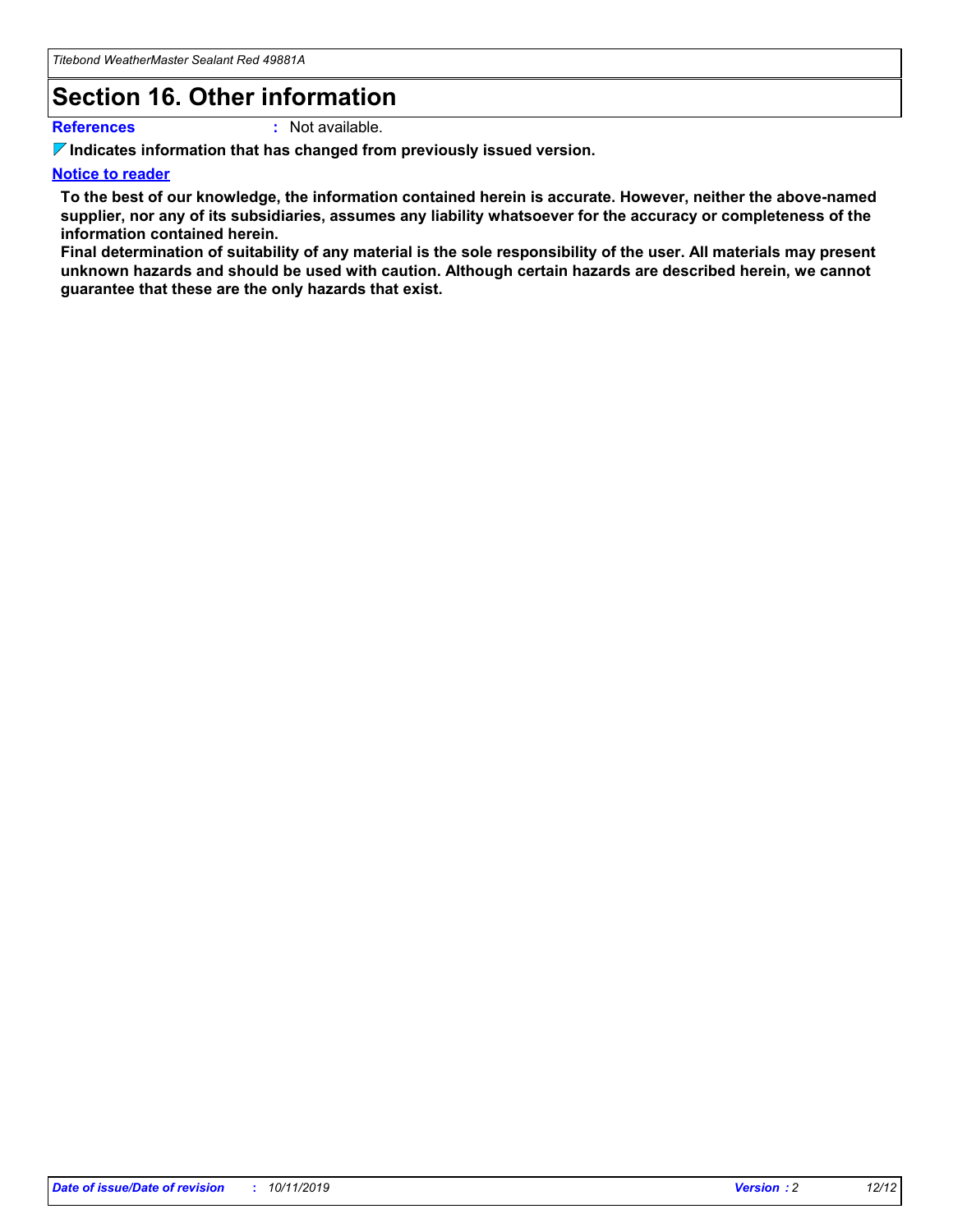# Section 16. Other information

**References** : Not available.

**Indicates information that has changed from previously issued version.**

**Notice to reader**

**To the best of our knowledge, the information contained herein is accurate. However, neither the above-named supplier, nor any of its subsidiaries, assumes any liability whatsoever for the accuracy or completeness of the information contained herein.**

**Final determination of suitability of any material is the sole responsibility of the user. All materials may present unknown hazards and should be used with caution. Although certain hazards are described herein, we cannot guarantee that these are the only hazards that exist.**